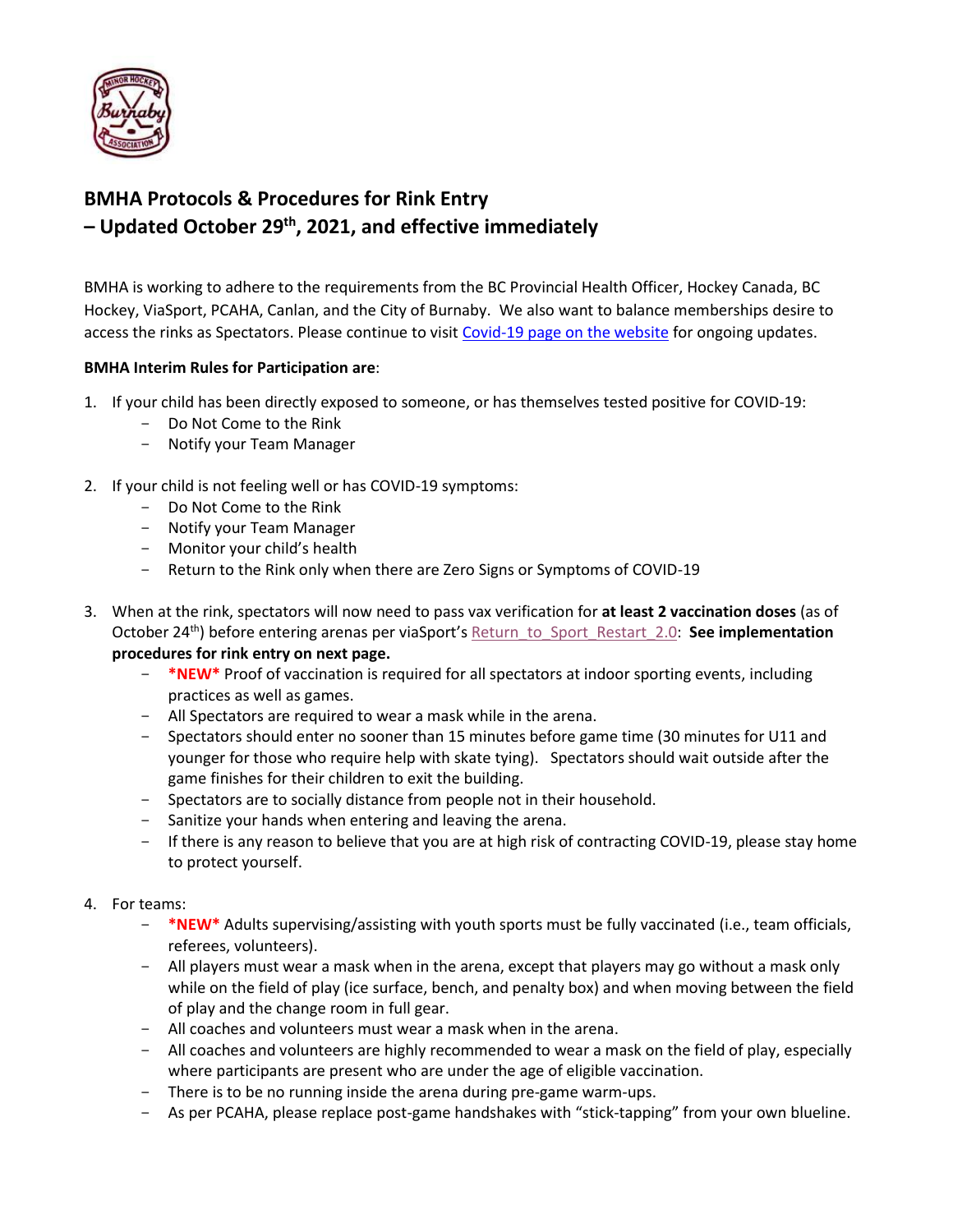## BMHA Protocols & Procedures for Rink Entry – Updated October 29th, 2021, and effective immediately

BMHA is working to adhere to the requirements from the BC Provincial Health Officer, Hockey Canada, BC Hockey, ViaSport, PCAHA, Canlan, and the City of Burnaby. We also want to balance memberships desire to access the rinks as Spectators. Please continue to visit Covid-19 page on the website for ongoing updates.

**BMHA Interim Rules for Participation are**:

1. If your child has been directly exposed to someone, or has themselves tested positive for COVID-19:
   - Do Not Come to the Rink
   - Notify your Team Manager

2. If your child is not feeling well or has COVID-19 symptoms:
   - Do Not Come to the Rink
   - Notify your Team Manager
   - Monitor your child's health
   - Return to the Rink only when there are Zero Signs or Symptoms of COVID-19

3. When at the rink, spectators will now need to pass vax verification for **at least 2 vaccination doses** (as of October 24th) before entering arenas per viaSport's Return_to_Sport_Restart_2.0: **See implementation procedures for rink entry on next page.**
   - ***NEW*** Proof of vaccination is required for all spectators at indoor sporting events, including practices as well as games.
   - All Spectators are required to wear a mask while in the arena.
   - Spectators should enter no sooner than 15 minutes before game time (30 minutes for U11 and younger for those who require help with skate tying). Spectators should wait outside after the game finishes for their children to exit the building.
   - Spectators are to socially distance from people not in their household.
   - Sanitize your hands when entering and leaving the arena.
   - If there is any reason to believe that you are at high risk of contracting COVID-19, please stay home to protect yourself.

4. For teams:
   - ***NEW*** Adults supervising/assisting with youth sports must be fully vaccinated (i.e., team officials, referees, volunteers).
   - All players must wear a mask when in the arena, except that players may go without a mask only while on the field of play (ice surface, bench, and penalty box) and when moving between the field of play and the change room in full gear.
   - All coaches and volunteers must wear a mask when in the arena.
   - All coaches and volunteers are highly recommended to wear a mask on the field of play, especially where participants are present who are under the age of eligible vaccination.
   - There is to be no running inside the arena during pre-game warm-ups.
   - As per PCAHA, please replace post-game handshakes with "stick-tapping" from your own blueline.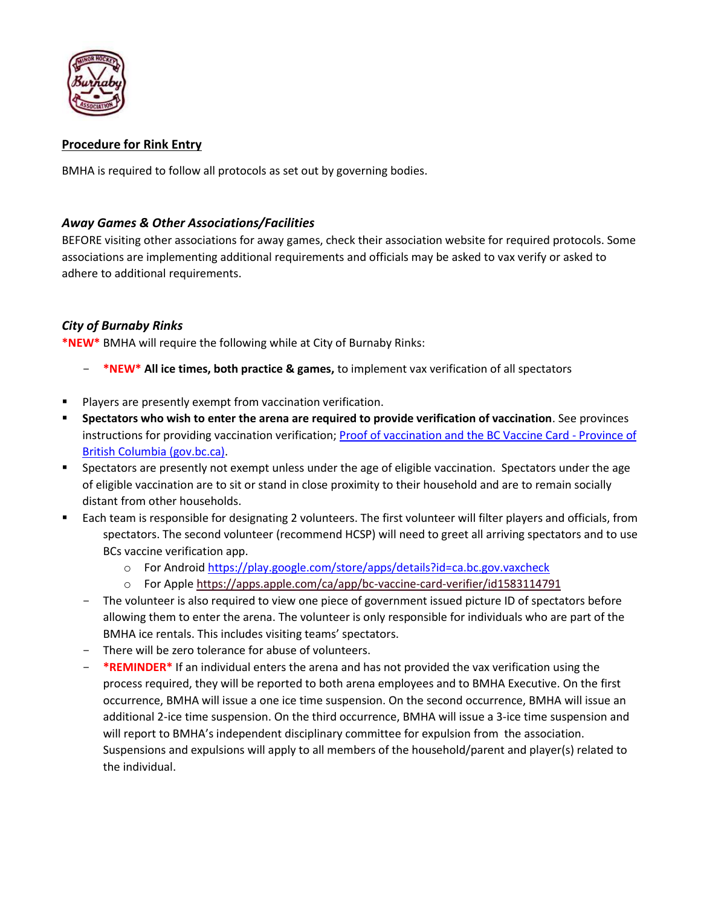## Procedure for Rink Entry

BMHA is required to follow all protocols as set out by governing bodies.

### *Away Games & Other Associations/Facilities*

BEFORE visiting other associations for away games, check their association website for required protocols. Some associations are implementing additional requirements and officials may be asked to vax verify or asked to adhere to additional requirements.

### *City of Burnaby Rinks*

***NEW*** BMHA will require the following while at City of Burnaby Rinks:

- ***NEW*** **All ice times, both practice & games,** to implement vax verification of all spectators

- Players are presently exempt from vaccination verification.
- **Spectators who wish to enter the arena are required to provide verification of vaccination**. See provinces instructions for providing vaccination verification; [Proof of vaccination and the BC Vaccine Card - Province of British Columbia (gov.bc.ca)](https://www2.gov.bc.ca).
- Spectators are presently not exempt unless under the age of eligible vaccination. Spectators under the age of eligible vaccination are to sit or stand in close proximity to their household and are to remain socially distant from other households.
- Each team is responsible for designating 2 volunteers. The first volunteer will filter players and officials, from spectators. The second volunteer (recommend HCSP) will need to greet all arriving spectators and to use BCs vaccine verification app.
    - For Android https://play.google.com/store/apps/details?id=ca.bc.gov.vaxcheck
    - For Apple https://apps.apple.com/ca/app/bc-vaccine-card-verifier/id1583114791
- The volunteer is also required to view one piece of government issued picture ID of spectators before allowing them to enter the arena. The volunteer is only responsible for individuals who are part of the BMHA ice rentals. This includes visiting teams' spectators.
- There will be zero tolerance for abuse of volunteers.
- ***REMINDER*** If an individual enters the arena and has not provided the vax verification using the process required, they will be reported to both arena employees and to BMHA Executive. On the first occurrence, BMHA will issue a one ice time suspension. On the second occurrence, BMHA will issue an additional 2-ice time suspension. On the third occurrence, BMHA will issue a 3-ice time suspension and will report to BMHA's independent disciplinary committee for expulsion from the association. Suspensions and expulsions will apply to all members of the household/parent and player(s) related to the individual.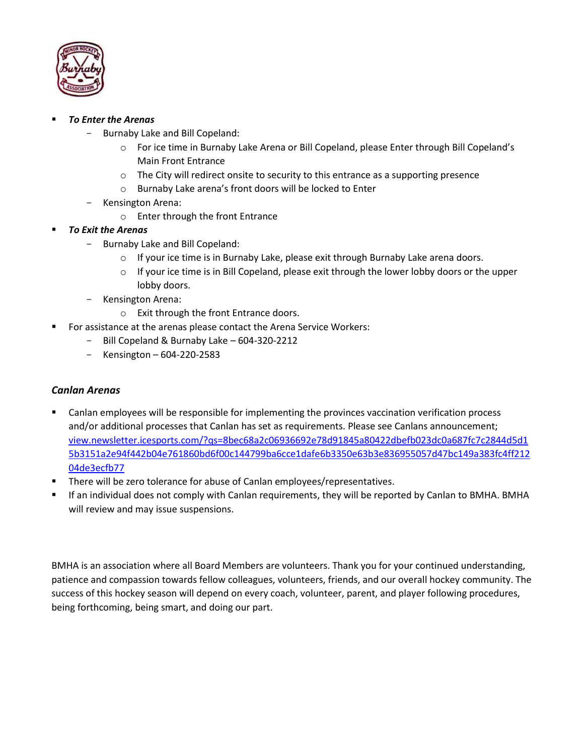- ***To Enter the Arenas***
  - Burnaby Lake and Bill Copeland:
    - For ice time in Burnaby Lake Arena or Bill Copeland, please Enter through Bill Copeland's Main Front Entrance
    - The City will redirect onsite to security to this entrance as a supporting presence
    - Burnaby Lake arena's front doors will be locked to Enter
  - Kensington Arena:
    - Enter through the front Entrance
- ***To Exit the Arenas***
  - Burnaby Lake and Bill Copeland:
    - If your ice time is in Burnaby Lake, please exit through Burnaby Lake arena doors.
    - If your ice time is in Bill Copeland, please exit through the lower lobby doors or the upper lobby doors.
  - Kensington Arena:
    - Exit through the front Entrance doors.
- For assistance at the arenas please contact the Arena Service Workers:
  - Bill Copeland & Burnaby Lake – 604-320-2212
  - Kensington – 604-220-2583

### *Canlan Arenas*

- Canlan employees will be responsible for implementing the provinces vaccination verification process and/or additional processes that Canlan has set as requirements. Please see Canlans announcement; [view.newsletter.icesports.com/?qs=8bec68a2c06936692e78d91845a80422dbefb023dc0a687fc7c2844d5d15b3151a2e94f442b04e761860bd6f00c144799ba6cce1dafe6b3350e63b3e836955057d47bc149a383fc4ff21204de3ecfb77](view.newsletter.icesports.com/?qs=8bec68a2c06936692e78d91845a80422dbefb023dc0a687fc7c2844d5d15b3151a2e94f442b04e761860bd6f00c144799ba6cce1dafe6b3350e63b3e836955057d47bc149a383fc4ff21204de3ecfb77)
- There will be zero tolerance for abuse of Canlan employees/representatives.
- If an individual does not comply with Canlan requirements, they will be reported by Canlan to BMHA. BMHA will review and may issue suspensions.

BMHA is an association where all Board Members are volunteers. Thank you for your continued understanding, patience and compassion towards fellow colleagues, volunteers, friends, and our overall hockey community. The success of this hockey season will depend on every coach, volunteer, parent, and player following procedures, being forthcoming, being smart, and doing our part.